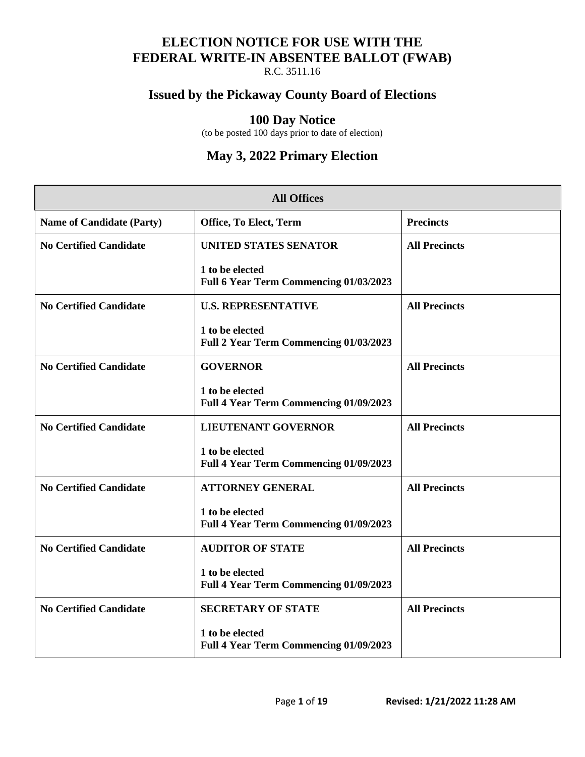# ELECTION NOTICE FOR USE WITH THE FEDERAL WRITE-IN ABSENTEE BALLOT (FWAB)

R.C. 3511.16

## Issued by the Pickaway County Board of Elections

### 100 Day Notice

(to be posted 100 days prior to date of election)

## May 3, 2022 Primary Election

| All Offices | | |
|---|---|---|
| **Name of Candidate (Party)** | **Office, To Elect, Term** | **Precincts** |
| **No Certified Candidate** | **UNITED STATES SENATOR**<br><br>**1 to be elected**<br>**Full 6 Year Term Commencing 01/03/2023** | **All Precincts** |
| **No Certified Candidate** | **U.S. REPRESENTATIVE**<br><br>**1 to be elected**<br>**Full 2 Year Term Commencing 01/03/2023** | **All Precincts** |
| **No Certified Candidate** | **GOVERNOR**<br><br>**1 to be elected**<br>**Full 4 Year Term Commencing 01/09/2023** | **All Precincts** |
| **No Certified Candidate** | **LIEUTENANT GOVERNOR**<br><br>**1 to be elected**<br>**Full 4 Year Term Commencing 01/09/2023** | **All Precincts** |
| **No Certified Candidate** | **ATTORNEY GENERAL**<br><br>**1 to be elected**<br>**Full 4 Year Term Commencing 01/09/2023** | **All Precincts** |
| **No Certified Candidate** | **AUDITOR OF STATE**<br><br>**1 to be elected**<br>**Full 4 Year Term Commencing 01/09/2023** | **All Precincts** |
| **No Certified Candidate** | **SECRETARY OF STATE**<br><br>**1 to be elected**<br>**Full 4 Year Term Commencing 01/09/2023** | **All Precincts** |

Revised: 1/21/2022 11:28 AM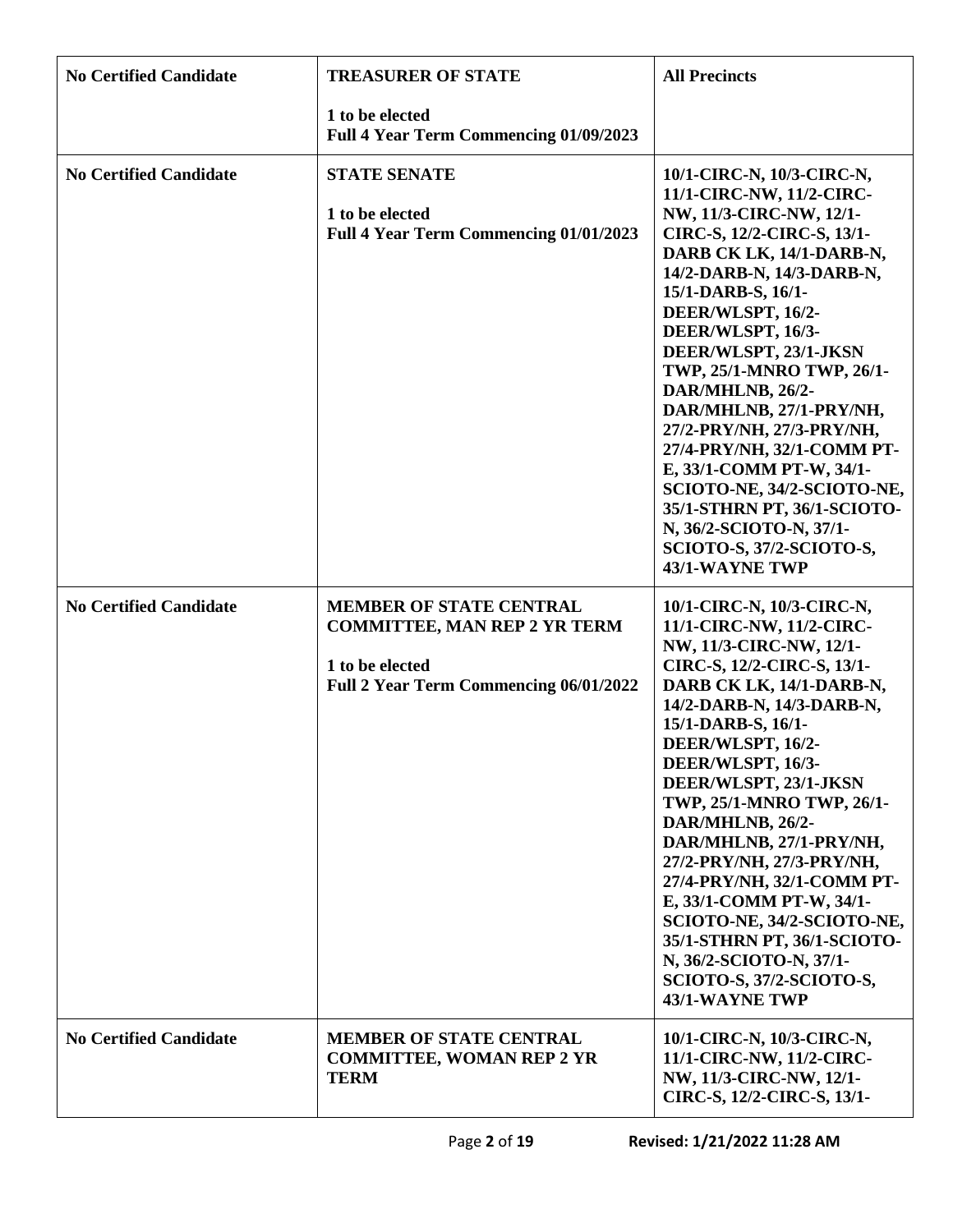| No Certified Candidate | TREASURER OF STATE<br><br>1 to be elected<br>Full 4 Year Term Commencing 01/09/2023 | All Precincts |
|---|---|---|
| No Certified Candidate | STATE SENATE<br><br>1 to be elected<br>Full 4 Year Term Commencing 01/01/2023 | 10/1-CIRC-N, 10/3-CIRC-N, 11/1-CIRC-NW, 11/2-CIRC-NW, 11/3-CIRC-NW, 12/1-CIRC-S, 12/2-CIRC-S, 13/1-DARB CK LK, 14/1-DARB-N, 14/2-DARB-N, 14/3-DARB-N, 15/1-DARB-S, 16/1-DEER/WLSPT, 16/2-DEER/WLSPT, 16/3-DEER/WLSPT, 23/1-JKSN TWP, 25/1-MNRO TWP, 26/1-DAR/MHLNB, 26/2-DAR/MHLNB, 27/1-PRY/NH, 27/2-PRY/NH, 27/3-PRY/NH, 27/4-PRY/NH, 32/1-COMM PT-E, 33/1-COMM PT-W, 34/1-SCIOTO-NE, 34/2-SCIOTO-NE, 35/1-STHRN PT, 36/1-SCIOTO-N, 36/2-SCIOTO-N, 37/1-SCIOTO-S, 37/2-SCIOTO-S, 43/1-WAYNE TWP |
| No Certified Candidate | MEMBER OF STATE CENTRAL COMMITTEE, MAN REP 2 YR TERM<br><br>1 to be elected<br>Full 2 Year Term Commencing 06/01/2022 | 10/1-CIRC-N, 10/3-CIRC-N, 11/1-CIRC-NW, 11/2-CIRC-NW, 11/3-CIRC-NW, 12/1-CIRC-S, 12/2-CIRC-S, 13/1-DARB CK LK, 14/1-DARB-N, 14/2-DARB-N, 14/3-DARB-N, 15/1-DARB-S, 16/1-DEER/WLSPT, 16/2-DEER/WLSPT, 16/3-DEER/WLSPT, 23/1-JKSN TWP, 25/1-MNRO TWP, 26/1-DAR/MHLNB, 26/2-DAR/MHLNB, 27/1-PRY/NH, 27/2-PRY/NH, 27/3-PRY/NH, 27/4-PRY/NH, 32/1-COMM PT-E, 33/1-COMM PT-W, 34/1-SCIOTO-NE, 34/2-SCIOTO-NE, 35/1-STHRN PT, 36/1-SCIOTO-N, 36/2-SCIOTO-N, 37/1-SCIOTO-S, 37/2-SCIOTO-S, 43/1-WAYNE TWP |
| No Certified Candidate | MEMBER OF STATE CENTRAL COMMITTEE, WOMAN REP 2 YR TERM | 10/1-CIRC-N, 10/3-CIRC-N, 11/1-CIRC-NW, 11/2-CIRC-NW, 11/3-CIRC-NW, 12/1-CIRC-S, 12/2-CIRC-S, 13/1- |

Revised: 1/21/2022 11:28 AM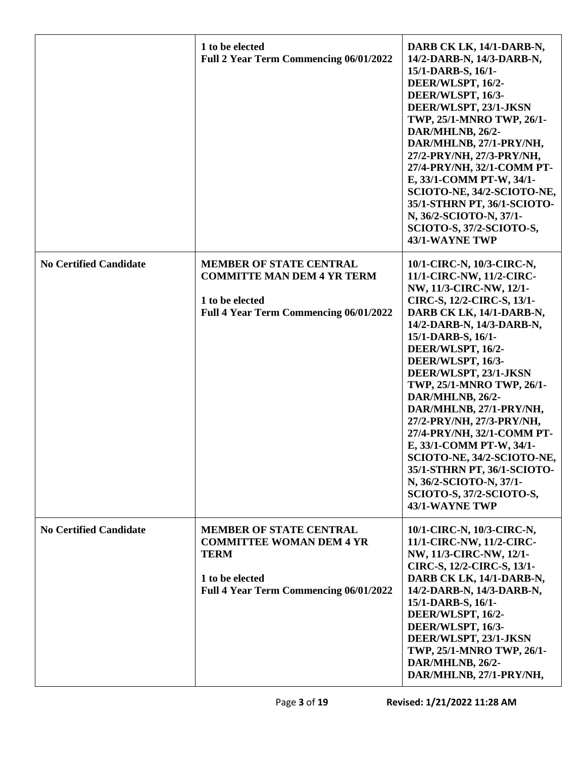| | | |
|---|---|---|
| | **1 to be elected**<br>**Full 2 Year Term Commencing 06/01/2022** | **DARB CK LK, 14/1-DARB-N, 14/2-DARB-N, 14/3-DARB-N, 15/1-DARB-S, 16/1-DEER/WLSPT, 16/2-DEER/WLSPT, 16/3-DEER/WLSPT, 23/1-JKSN TWP, 25/1-MNRO TWP, 26/1-DAR/MHLNB, 26/2-DAR/MHLNB, 27/1-PRY/NH, 27/2-PRY/NH, 27/3-PRY/NH, 27/4-PRY/NH, 32/1-COMM PT-E, 33/1-COMM PT-W, 34/1-SCIOTO-NE, 34/2-SCIOTO-NE, 35/1-STHRN PT, 36/1-SCIOTO-N, 36/2-SCIOTO-N, 37/1-SCIOTO-S, 37/2-SCIOTO-S, 43/1-WAYNE TWP** |
| **No Certified Candidate** | **MEMBER OF STATE CENTRAL COMMITTE MAN DEM 4 YR TERM**<br><br>**1 to be elected**<br>**Full 4 Year Term Commencing 06/01/2022** | **10/1-CIRC-N, 10/3-CIRC-N, 11/1-CIRC-NW, 11/2-CIRC-NW, 11/3-CIRC-NW, 12/1-CIRC-S, 12/2-CIRC-S, 13/1-DARB CK LK, 14/1-DARB-N, 14/2-DARB-N, 14/3-DARB-N, 15/1-DARB-S, 16/1-DEER/WLSPT, 16/2-DEER/WLSPT, 16/3-DEER/WLSPT, 23/1-JKSN TWP, 25/1-MNRO TWP, 26/1-DAR/MHLNB, 26/2-DAR/MHLNB, 27/1-PRY/NH, 27/2-PRY/NH, 27/3-PRY/NH, 27/4-PRY/NH, 32/1-COMM PT-E, 33/1-COMM PT-W, 34/1-SCIOTO-NE, 34/2-SCIOTO-NE, 35/1-STHRN PT, 36/1-SCIOTO-N, 36/2-SCIOTO-N, 37/1-SCIOTO-S, 37/2-SCIOTO-S, 43/1-WAYNE TWP** |
| **No Certified Candidate** | **MEMBER OF STATE CENTRAL COMMITTEE WOMAN DEM 4 YR TERM**<br><br>**1 to be elected**<br>**Full 4 Year Term Commencing 06/01/2022** | **10/1-CIRC-N, 10/3-CIRC-N, 11/1-CIRC-NW, 11/2-CIRC-NW, 11/3-CIRC-NW, 12/1-CIRC-S, 12/2-CIRC-S, 13/1-DARB CK LK, 14/1-DARB-N, 14/2-DARB-N, 14/3-DARB-N, 15/1-DARB-S, 16/1-DEER/WLSPT, 16/2-DEER/WLSPT, 16/3-DEER/WLSPT, 23/1-JKSN TWP, 25/1-MNRO TWP, 26/1-DAR/MHLNB, 26/2-DAR/MHLNB, 27/1-PRY/NH,** |

Revised: 1/21/2022 11:28 AM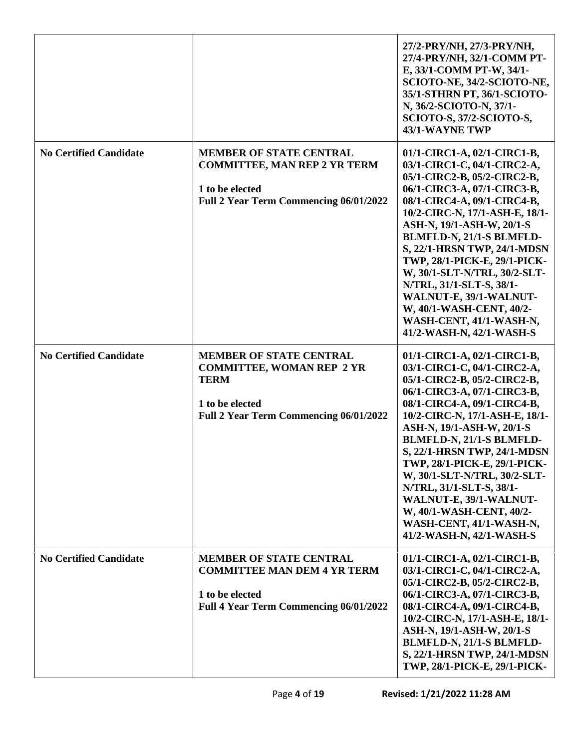| | | |
|---|---|---|
| | | 27/2-PRY/NH, 27/3-PRY/NH, 27/4-PRY/NH, 32/1-COMM PT-E, 33/1-COMM PT-W, 34/1-SCIOTO-NE, 34/2-SCIOTO-NE, 35/1-STHRN PT, 36/1-SCIOTO-N, 36/2-SCIOTO-N, 37/1-SCIOTO-S, 37/2-SCIOTO-S, 43/1-WAYNE TWP |
| **No Certified Candidate** | **MEMBER OF STATE CENTRAL COMMITTEE, MAN REP 2 YR TERM**<br><br>**1 to be elected**<br>**Full 2 Year Term Commencing 06/01/2022** | **01/1-CIRC1-A, 02/1-CIRC1-B, 03/1-CIRC1-C, 04/1-CIRC2-A, 05/1-CIRC2-B, 05/2-CIRC2-B, 06/1-CIRC3-A, 07/1-CIRC3-B, 08/1-CIRC4-A, 09/1-CIRC4-B, 10/2-CIRC-N, 17/1-ASH-E, 18/1-ASH-N, 19/1-ASH-W, 20/1-S BLMFLD-N, 21/1-S BLMFLD-S, 22/1-HRSN TWP, 24/1-MDSN TWP, 28/1-PICK-E, 29/1-PICK-W, 30/1-SLT-N/TRL, 30/2-SLT-N/TRL, 31/1-SLT-S, 38/1-WALNUT-E, 39/1-WALNUT-W, 40/1-WASH-CENT, 40/2-WASH-CENT, 41/1-WASH-N, 41/2-WASH-N, 42/1-WASH-S** |
| **No Certified Candidate** | **MEMBER OF STATE CENTRAL COMMITTEE, WOMAN REP 2 YR TERM**<br><br>**1 to be elected**<br>**Full 2 Year Term Commencing 06/01/2022** | **01/1-CIRC1-A, 02/1-CIRC1-B, 03/1-CIRC1-C, 04/1-CIRC2-A, 05/1-CIRC2-B, 05/2-CIRC2-B, 06/1-CIRC3-A, 07/1-CIRC3-B, 08/1-CIRC4-A, 09/1-CIRC4-B, 10/2-CIRC-N, 17/1-ASH-E, 18/1-ASH-N, 19/1-ASH-W, 20/1-S BLMFLD-N, 21/1-S BLMFLD-S, 22/1-HRSN TWP, 24/1-MDSN TWP, 28/1-PICK-E, 29/1-PICK-W, 30/1-SLT-N/TRL, 30/2-SLT-N/TRL, 31/1-SLT-S, 38/1-WALNUT-E, 39/1-WALNUT-W, 40/1-WASH-CENT, 40/2-WASH-CENT, 41/1-WASH-N, 41/2-WASH-N, 42/1-WASH-S** |
| **No Certified Candidate** | **MEMBER OF STATE CENTRAL COMMITTEE MAN DEM 4 YR TERM**<br><br>**1 to be elected**<br>**Full 4 Year Term Commencing 06/01/2022** | **01/1-CIRC1-A, 02/1-CIRC1-B, 03/1-CIRC1-C, 04/1-CIRC2-A, 05/1-CIRC2-B, 05/2-CIRC2-B, 06/1-CIRC3-A, 07/1-CIRC3-B, 08/1-CIRC4-A, 09/1-CIRC4-B, 10/2-CIRC-N, 17/1-ASH-E, 18/1-ASH-N, 19/1-ASH-W, 20/1-S BLMFLD-N, 21/1-S BLMFLD-S, 22/1-HRSN TWP, 24/1-MDSN TWP, 28/1-PICK-E, 29/1-PICK-** |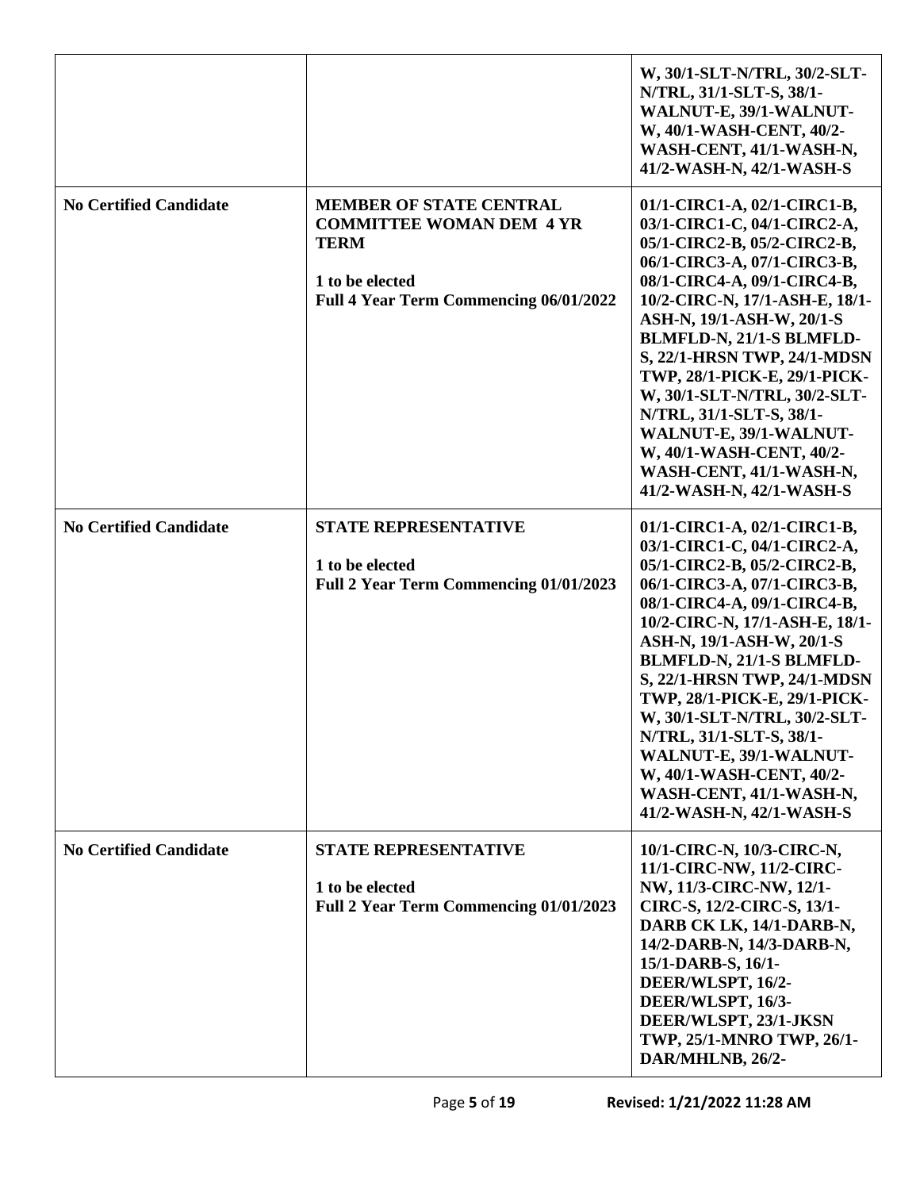| | | |
|---|---|---|
| | | W, 30/1-SLT-N/TRL, 30/2-SLT-N/TRL, 31/1-SLT-S, 38/1-WALNUT-E, 39/1-WALNUT-W, 40/1-WASH-CENT, 40/2-WASH-CENT, 41/1-WASH-N, 41/2-WASH-N, 42/1-WASH-S |
| **No Certified Candidate** | **MEMBER OF STATE CENTRAL COMMITTEE WOMAN DEM 4 YR TERM**<br><br>**1 to be elected**<br>**Full 4 Year Term Commencing 06/01/2022** | 01/1-CIRC1-A, 02/1-CIRC1-B, 03/1-CIRC1-C, 04/1-CIRC2-A, 05/1-CIRC2-B, 05/2-CIRC2-B, 06/1-CIRC3-A, 07/1-CIRC3-B, 08/1-CIRC4-A, 09/1-CIRC4-B, 10/2-CIRC-N, 17/1-ASH-E, 18/1-ASH-N, 19/1-ASH-W, 20/1-S BLMFLD-N, 21/1-S BLMFLD-S, 22/1-HRSN TWP, 24/1-MDSN TWP, 28/1-PICK-E, 29/1-PICK-W, 30/1-SLT-N/TRL, 30/2-SLT-N/TRL, 31/1-SLT-S, 38/1-WALNUT-E, 39/1-WALNUT-W, 40/1-WASH-CENT, 40/2-WASH-CENT, 41/1-WASH-N, 41/2-WASH-N, 42/1-WASH-S |
| **No Certified Candidate** | **STATE REPRESENTATIVE**<br><br>**1 to be elected**<br>**Full 2 Year Term Commencing 01/01/2023** | 01/1-CIRC1-A, 02/1-CIRC1-B, 03/1-CIRC1-C, 04/1-CIRC2-A, 05/1-CIRC2-B, 05/2-CIRC2-B, 06/1-CIRC3-A, 07/1-CIRC3-B, 08/1-CIRC4-A, 09/1-CIRC4-B, 10/2-CIRC-N, 17/1-ASH-E, 18/1-ASH-N, 19/1-ASH-W, 20/1-S BLMFLD-N, 21/1-S BLMFLD-S, 22/1-HRSN TWP, 24/1-MDSN TWP, 28/1-PICK-E, 29/1-PICK-W, 30/1-SLT-N/TRL, 30/2-SLT-N/TRL, 31/1-SLT-S, 38/1-WALNUT-E, 39/1-WALNUT-W, 40/1-WASH-CENT, 40/2-WASH-CENT, 41/1-WASH-N, 41/2-WASH-N, 42/1-WASH-S |
| **No Certified Candidate** | **STATE REPRESENTATIVE**<br><br>**1 to be elected**<br>**Full 2 Year Term Commencing 01/01/2023** | 10/1-CIRC-N, 10/3-CIRC-N, 11/1-CIRC-NW, 11/2-CIRC-NW, 11/3-CIRC-NW, 12/1-CIRC-S, 12/2-CIRC-S, 13/1-DARB CK LK, 14/1-DARB-N, 14/2-DARB-N, 14/3-DARB-N, 15/1-DARB-S, 16/1-DEER/WLSPT, 16/2-DEER/WLSPT, 16/3-DEER/WLSPT, 23/1-JKSN TWP, 25/1-MNRO TWP, 26/1-DAR/MHLNB, 26/2- |

Revised: 1/21/2022 11:28 AM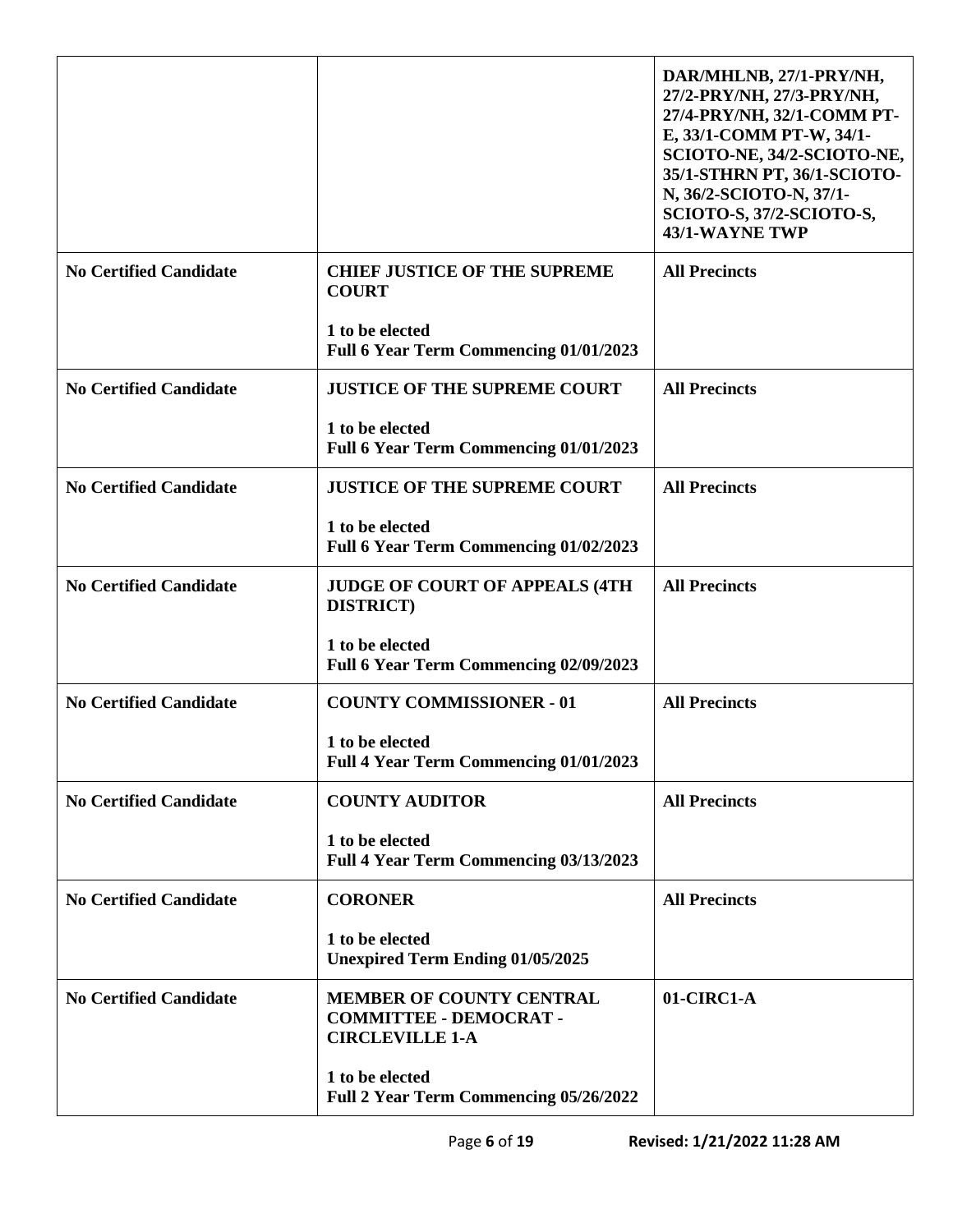| | | |
|---|---|---|
| | | **DAR/MHLNB, 27/1-PRY/NH, 27/2-PRY/NH, 27/3-PRY/NH, 27/4-PRY/NH, 32/1-COMM PT-E, 33/1-COMM PT-W, 34/1-SCIOTO-NE, 34/2-SCIOTO-NE, 35/1-STHRN PT, 36/1-SCIOTO-N, 36/2-SCIOTO-N, 37/1-SCIOTO-S, 37/2-SCIOTO-S, 43/1-WAYNE TWP** |
| **No Certified Candidate** | **CHIEF JUSTICE OF THE SUPREME COURT**<br><br>**1 to be elected**<br>**Full 6 Year Term Commencing 01/01/2023** | **All Precincts** |
| **No Certified Candidate** | **JUSTICE OF THE SUPREME COURT**<br><br>**1 to be elected**<br>**Full 6 Year Term Commencing 01/01/2023** | **All Precincts** |
| **No Certified Candidate** | **JUSTICE OF THE SUPREME COURT**<br><br>**1 to be elected**<br>**Full 6 Year Term Commencing 01/02/2023** | **All Precincts** |
| **No Certified Candidate** | **JUDGE OF COURT OF APPEALS (4TH DISTRICT)**<br><br>**1 to be elected**<br>**Full 6 Year Term Commencing 02/09/2023** | **All Precincts** |
| **No Certified Candidate** | **COUNTY COMMISSIONER - 01**<br><br>**1 to be elected**<br>**Full 4 Year Term Commencing 01/01/2023** | **All Precincts** |
| **No Certified Candidate** | **COUNTY AUDITOR**<br><br>**1 to be elected**<br>**Full 4 Year Term Commencing 03/13/2023** | **All Precincts** |
| **No Certified Candidate** | **CORONER**<br><br>**1 to be elected**<br>**Unexpired Term Ending 01/05/2025** | **All Precincts** |
| **No Certified Candidate** | **MEMBER OF COUNTY CENTRAL COMMITTEE - DEMOCRAT - CIRCLEVILLE 1-A**<br><br>**1 to be elected**<br>**Full 2 Year Term Commencing 05/26/2022** | **01-CIRC1-A** |

Revised: 1/21/2022 11:28 AM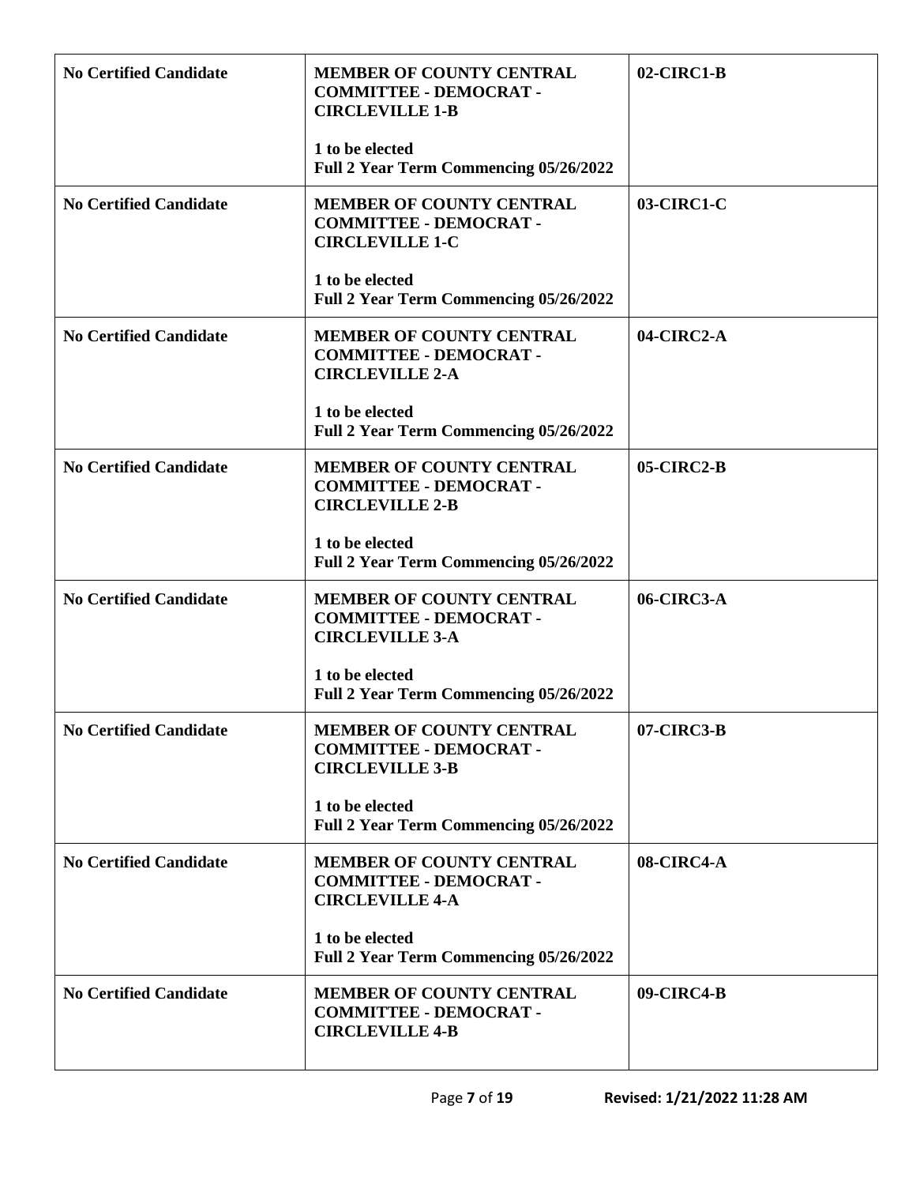| | | |
|---|---|---|
| **No Certified Candidate** | **MEMBER OF COUNTY CENTRAL COMMITTEE - DEMOCRAT - CIRCLEVILLE 1-B**<br><br>**1 to be elected**<br>**Full 2 Year Term Commencing 05/26/2022** | **02-CIRC1-B** |
| **No Certified Candidate** | **MEMBER OF COUNTY CENTRAL COMMITTEE - DEMOCRAT - CIRCLEVILLE 1-C**<br><br>**1 to be elected**<br>**Full 2 Year Term Commencing 05/26/2022** | **03-CIRC1-C** |
| **No Certified Candidate** | **MEMBER OF COUNTY CENTRAL COMMITTEE - DEMOCRAT - CIRCLEVILLE 2-A**<br><br>**1 to be elected**<br>**Full 2 Year Term Commencing 05/26/2022** | **04-CIRC2-A** |
| **No Certified Candidate** | **MEMBER OF COUNTY CENTRAL COMMITTEE - DEMOCRAT - CIRCLEVILLE 2-B**<br><br>**1 to be elected**<br>**Full 2 Year Term Commencing 05/26/2022** | **05-CIRC2-B** |
| **No Certified Candidate** | **MEMBER OF COUNTY CENTRAL COMMITTEE - DEMOCRAT - CIRCLEVILLE 3-A**<br><br>**1 to be elected**<br>**Full 2 Year Term Commencing 05/26/2022** | **06-CIRC3-A** |
| **No Certified Candidate** | **MEMBER OF COUNTY CENTRAL COMMITTEE - DEMOCRAT - CIRCLEVILLE 3-B**<br><br>**1 to be elected**<br>**Full 2 Year Term Commencing 05/26/2022** | **07-CIRC3-B** |
| **No Certified Candidate** | **MEMBER OF COUNTY CENTRAL COMMITTEE - DEMOCRAT - CIRCLEVILLE 4-A**<br><br>**1 to be elected**<br>**Full 2 Year Term Commencing 05/26/2022** | **08-CIRC4-A** |
| **No Certified Candidate** | **MEMBER OF COUNTY CENTRAL COMMITTEE - DEMOCRAT - CIRCLEVILLE 4-B** | **09-CIRC4-B** |

Revised: 1/21/2022 11:28 AM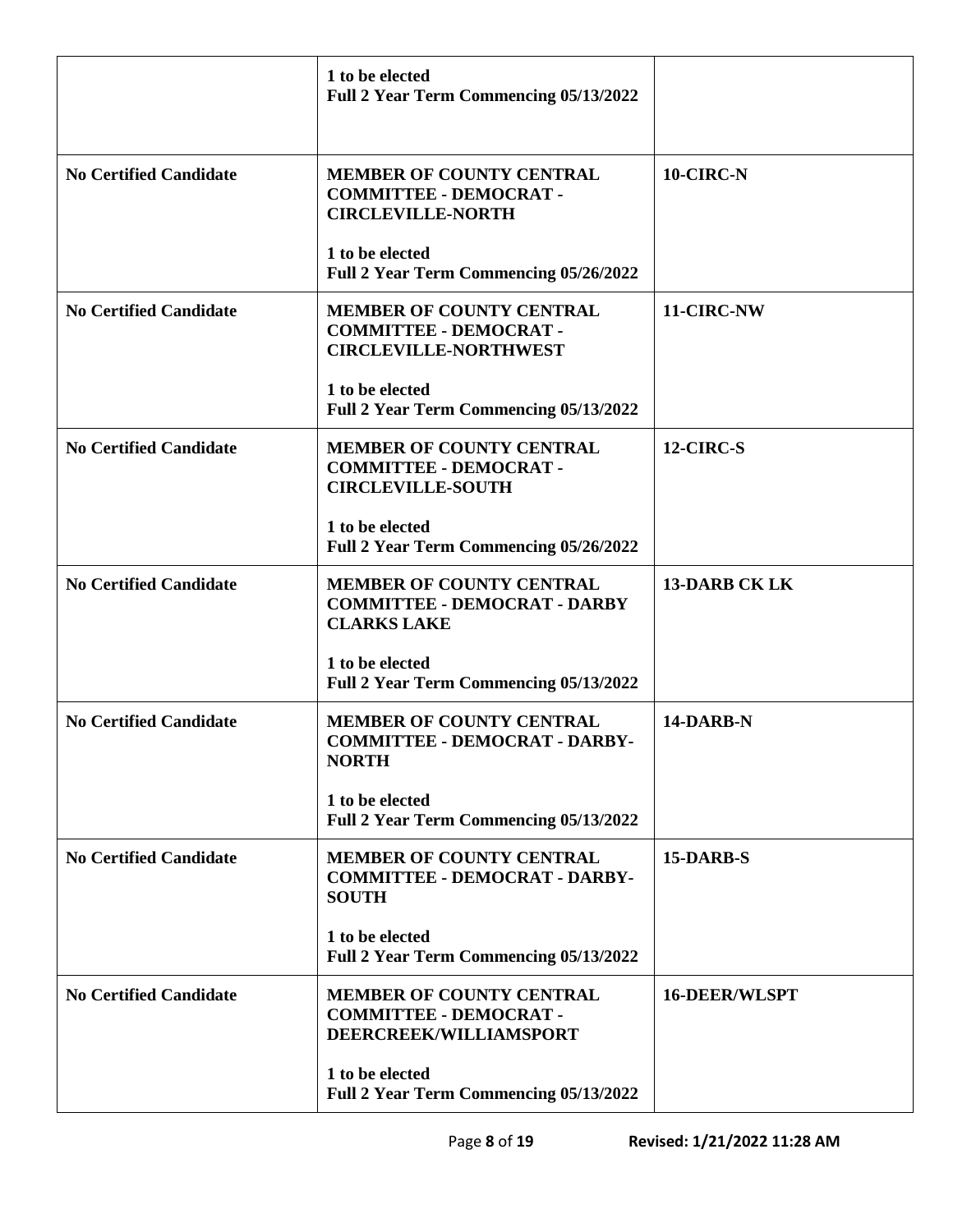| | | |
|---|---|---|
| | **1 to be elected**<br>**Full 2 Year Term Commencing 05/13/2022** | |
| **No Certified Candidate** | **MEMBER OF COUNTY CENTRAL COMMITTEE - DEMOCRAT - CIRCLEVILLE-NORTH**<br><br>**1 to be elected**<br>**Full 2 Year Term Commencing 05/26/2022** | **10-CIRC-N** |
| **No Certified Candidate** | **MEMBER OF COUNTY CENTRAL COMMITTEE - DEMOCRAT - CIRCLEVILLE-NORTHWEST**<br><br>**1 to be elected**<br>**Full 2 Year Term Commencing 05/13/2022** | **11-CIRC-NW** |
| **No Certified Candidate** | **MEMBER OF COUNTY CENTRAL COMMITTEE - DEMOCRAT - CIRCLEVILLE-SOUTH**<br><br>**1 to be elected**<br>**Full 2 Year Term Commencing 05/26/2022** | **12-CIRC-S** |
| **No Certified Candidate** | **MEMBER OF COUNTY CENTRAL COMMITTEE - DEMOCRAT - DARBY CLARKS LAKE**<br><br>**1 to be elected**<br>**Full 2 Year Term Commencing 05/13/2022** | **13-DARB CK LK** |
| **No Certified Candidate** | **MEMBER OF COUNTY CENTRAL COMMITTEE - DEMOCRAT - DARBY-NORTH**<br><br>**1 to be elected**<br>**Full 2 Year Term Commencing 05/13/2022** | **14-DARB-N** |
| **No Certified Candidate** | **MEMBER OF COUNTY CENTRAL COMMITTEE - DEMOCRAT - DARBY-SOUTH**<br><br>**1 to be elected**<br>**Full 2 Year Term Commencing 05/13/2022** | **15-DARB-S** |
| **No Certified Candidate** | **MEMBER OF COUNTY CENTRAL COMMITTEE - DEMOCRAT - DEERCREEK/WILLIAMSPORT**<br><br>**1 to be elected**<br>**Full 2 Year Term Commencing 05/13/2022** | **16-DEER/WLSPT** |

**Revised: 1/21/2022 11:28 AM**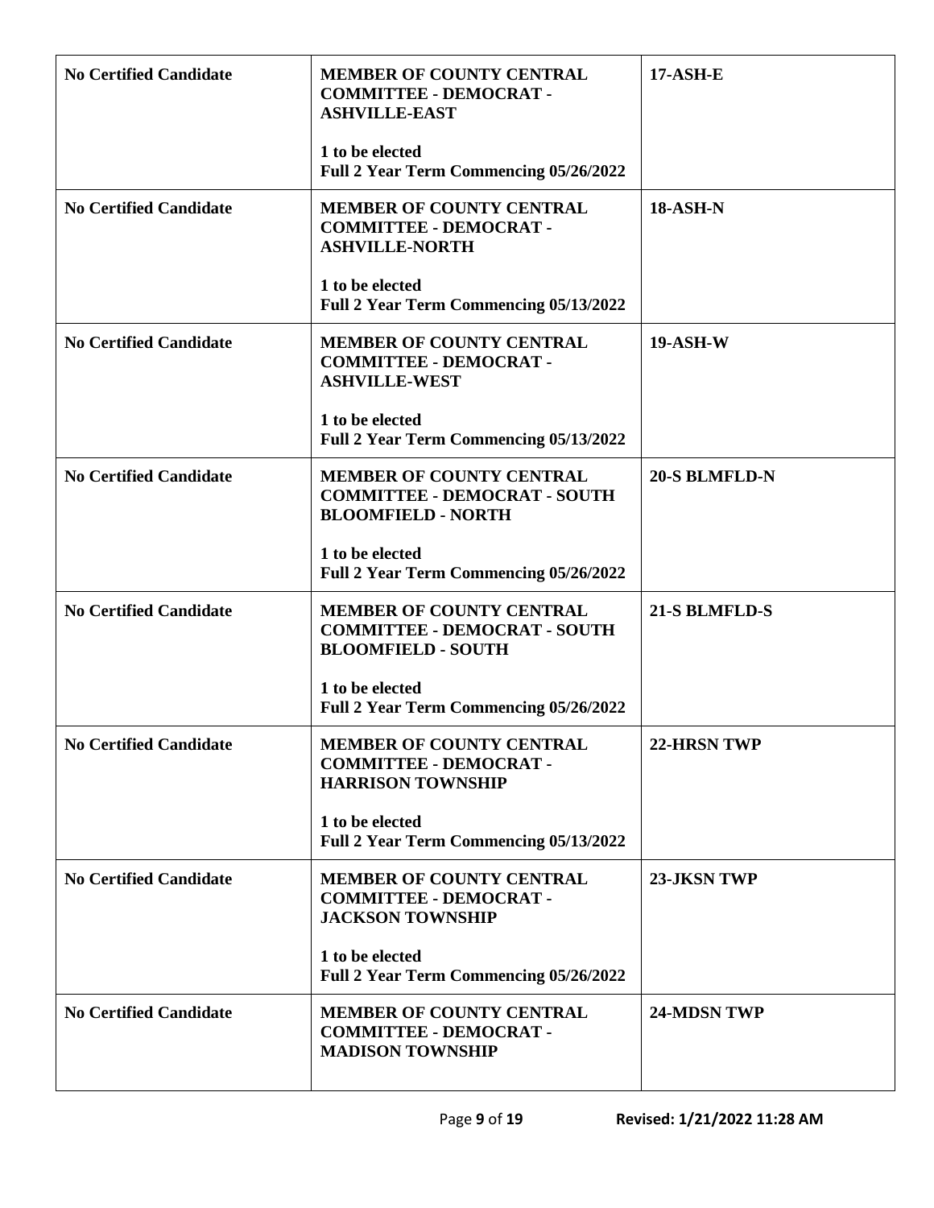| | | |
|---|---|---|
| **No Certified Candidate** | **MEMBER OF COUNTY CENTRAL COMMITTEE - DEMOCRAT - ASHVILLE-EAST**<br><br>**1 to be elected**<br>**Full 2 Year Term Commencing 05/26/2022** | **17-ASH-E** |
| **No Certified Candidate** | **MEMBER OF COUNTY CENTRAL COMMITTEE - DEMOCRAT - ASHVILLE-NORTH**<br><br>**1 to be elected**<br>**Full 2 Year Term Commencing 05/13/2022** | **18-ASH-N** |
| **No Certified Candidate** | **MEMBER OF COUNTY CENTRAL COMMITTEE - DEMOCRAT - ASHVILLE-WEST**<br><br>**1 to be elected**<br>**Full 2 Year Term Commencing 05/13/2022** | **19-ASH-W** |
| **No Certified Candidate** | **MEMBER OF COUNTY CENTRAL COMMITTEE - DEMOCRAT - SOUTH BLOOMFIELD - NORTH**<br><br>**1 to be elected**<br>**Full 2 Year Term Commencing 05/26/2022** | **20-S BLMFLD-N** |
| **No Certified Candidate** | **MEMBER OF COUNTY CENTRAL COMMITTEE - DEMOCRAT - SOUTH BLOOMFIELD - SOUTH**<br><br>**1 to be elected**<br>**Full 2 Year Term Commencing 05/26/2022** | **21-S BLMFLD-S** |
| **No Certified Candidate** | **MEMBER OF COUNTY CENTRAL COMMITTEE - DEMOCRAT - HARRISON TOWNSHIP**<br><br>**1 to be elected**<br>**Full 2 Year Term Commencing 05/13/2022** | **22-HRSN TWP** |
| **No Certified Candidate** | **MEMBER OF COUNTY CENTRAL COMMITTEE - DEMOCRAT - JACKSON TOWNSHIP**<br><br>**1 to be elected**<br>**Full 2 Year Term Commencing 05/26/2022** | **23-JKSN TWP** |
| **No Certified Candidate** | **MEMBER OF COUNTY CENTRAL COMMITTEE - DEMOCRAT - MADISON TOWNSHIP** | **24-MDSN TWP** |

Revised: 1/21/2022 11:28 AM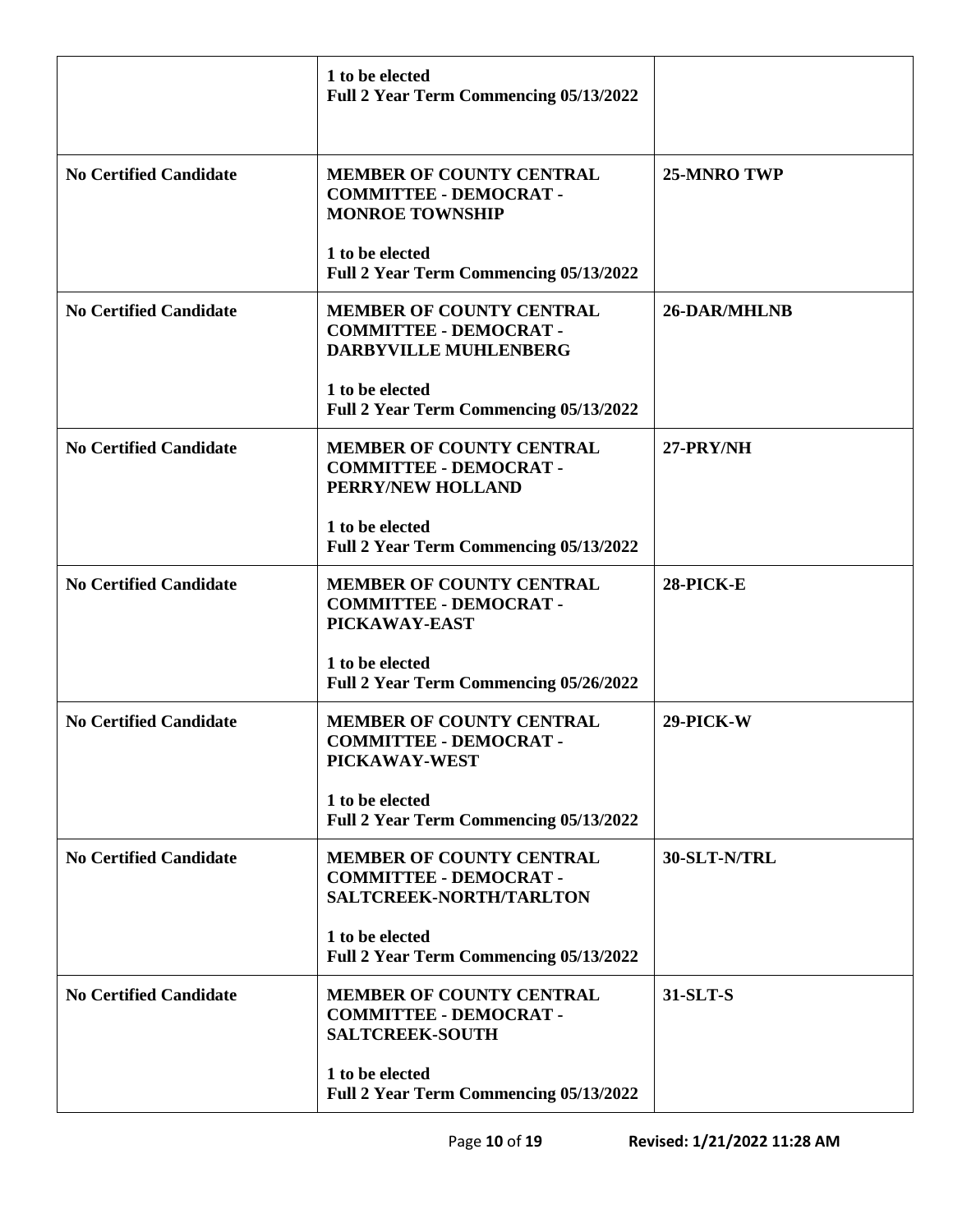| | | |
|---|---|---|
| | **1 to be elected**<br>**Full 2 Year Term Commencing 05/13/2022** | |
| **No Certified Candidate** | **MEMBER OF COUNTY CENTRAL COMMITTEE - DEMOCRAT - MONROE TOWNSHIP**<br><br>**1 to be elected**<br>**Full 2 Year Term Commencing 05/13/2022** | **25-MNRO TWP** |
| **No Certified Candidate** | **MEMBER OF COUNTY CENTRAL COMMITTEE - DEMOCRAT - DARBYVILLE MUHLENBERG**<br><br>**1 to be elected**<br>**Full 2 Year Term Commencing 05/13/2022** | **26-DAR/MHLNB** |
| **No Certified Candidate** | **MEMBER OF COUNTY CENTRAL COMMITTEE - DEMOCRAT - PERRY/NEW HOLLAND**<br><br>**1 to be elected**<br>**Full 2 Year Term Commencing 05/13/2022** | **27-PRY/NH** |
| **No Certified Candidate** | **MEMBER OF COUNTY CENTRAL COMMITTEE - DEMOCRAT - PICKAWAY-EAST**<br><br>**1 to be elected**<br>**Full 2 Year Term Commencing 05/26/2022** | **28-PICK-E** |
| **No Certified Candidate** | **MEMBER OF COUNTY CENTRAL COMMITTEE - DEMOCRAT - PICKAWAY-WEST**<br><br>**1 to be elected**<br>**Full 2 Year Term Commencing 05/13/2022** | **29-PICK-W** |
| **No Certified Candidate** | **MEMBER OF COUNTY CENTRAL COMMITTEE - DEMOCRAT - SALTCREEK-NORTH/TARLTON**<br><br>**1 to be elected**<br>**Full 2 Year Term Commencing 05/13/2022** | **30-SLT-N/TRL** |
| **No Certified Candidate** | **MEMBER OF COUNTY CENTRAL COMMITTEE - DEMOCRAT - SALTCREEK-SOUTH**<br><br>**1 to be elected**<br>**Full 2 Year Term Commencing 05/13/2022** | **31-SLT-S** |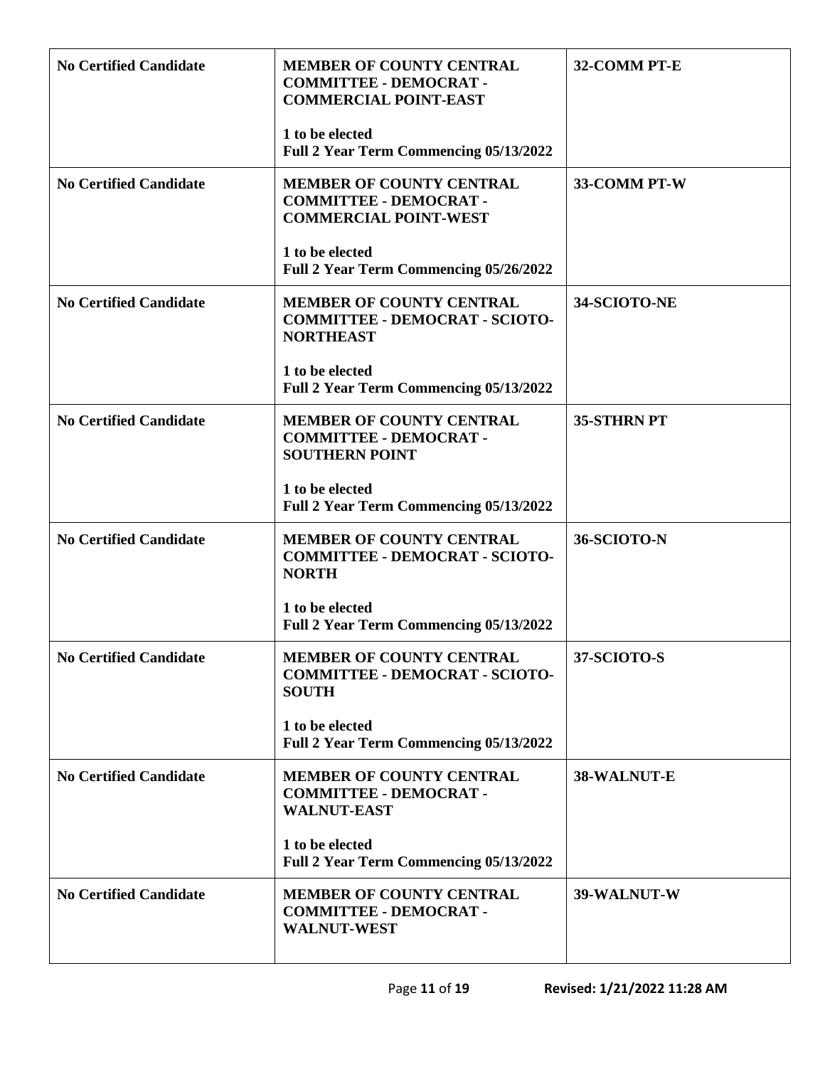| | | |
|---|---|---|
| **No Certified Candidate** | **MEMBER OF COUNTY CENTRAL COMMITTEE - DEMOCRAT - COMMERCIAL POINT-EAST**<br><br>**1 to be elected**<br>**Full 2 Year Term Commencing 05/13/2022** | **32-COMM PT-E** |
| **No Certified Candidate** | **MEMBER OF COUNTY CENTRAL COMMITTEE - DEMOCRAT - COMMERCIAL POINT-WEST**<br><br>**1 to be elected**<br>**Full 2 Year Term Commencing 05/26/2022** | **33-COMM PT-W** |
| **No Certified Candidate** | **MEMBER OF COUNTY CENTRAL COMMITTEE - DEMOCRAT - SCIOTO-NORTHEAST**<br><br>**1 to be elected**<br>**Full 2 Year Term Commencing 05/13/2022** | **34-SCIOTO-NE** |
| **No Certified Candidate** | **MEMBER OF COUNTY CENTRAL COMMITTEE - DEMOCRAT - SOUTHERN POINT**<br><br>**1 to be elected**<br>**Full 2 Year Term Commencing 05/13/2022** | **35-STHRN PT** |
| **No Certified Candidate** | **MEMBER OF COUNTY CENTRAL COMMITTEE - DEMOCRAT - SCIOTO-NORTH**<br><br>**1 to be elected**<br>**Full 2 Year Term Commencing 05/13/2022** | **36-SCIOTO-N** |
| **No Certified Candidate** | **MEMBER OF COUNTY CENTRAL COMMITTEE - DEMOCRAT - SCIOTO-SOUTH**<br><br>**1 to be elected**<br>**Full 2 Year Term Commencing 05/13/2022** | **37-SCIOTO-S** |
| **No Certified Candidate** | **MEMBER OF COUNTY CENTRAL COMMITTEE - DEMOCRAT - WALNUT-EAST**<br><br>**1 to be elected**<br>**Full 2 Year Term Commencing 05/13/2022** | **38-WALNUT-E** |
| **No Certified Candidate** | **MEMBER OF COUNTY CENTRAL COMMITTEE - DEMOCRAT - WALNUT-WEST** | **39-WALNUT-W** |

Revised: 1/21/2022 11:28 AM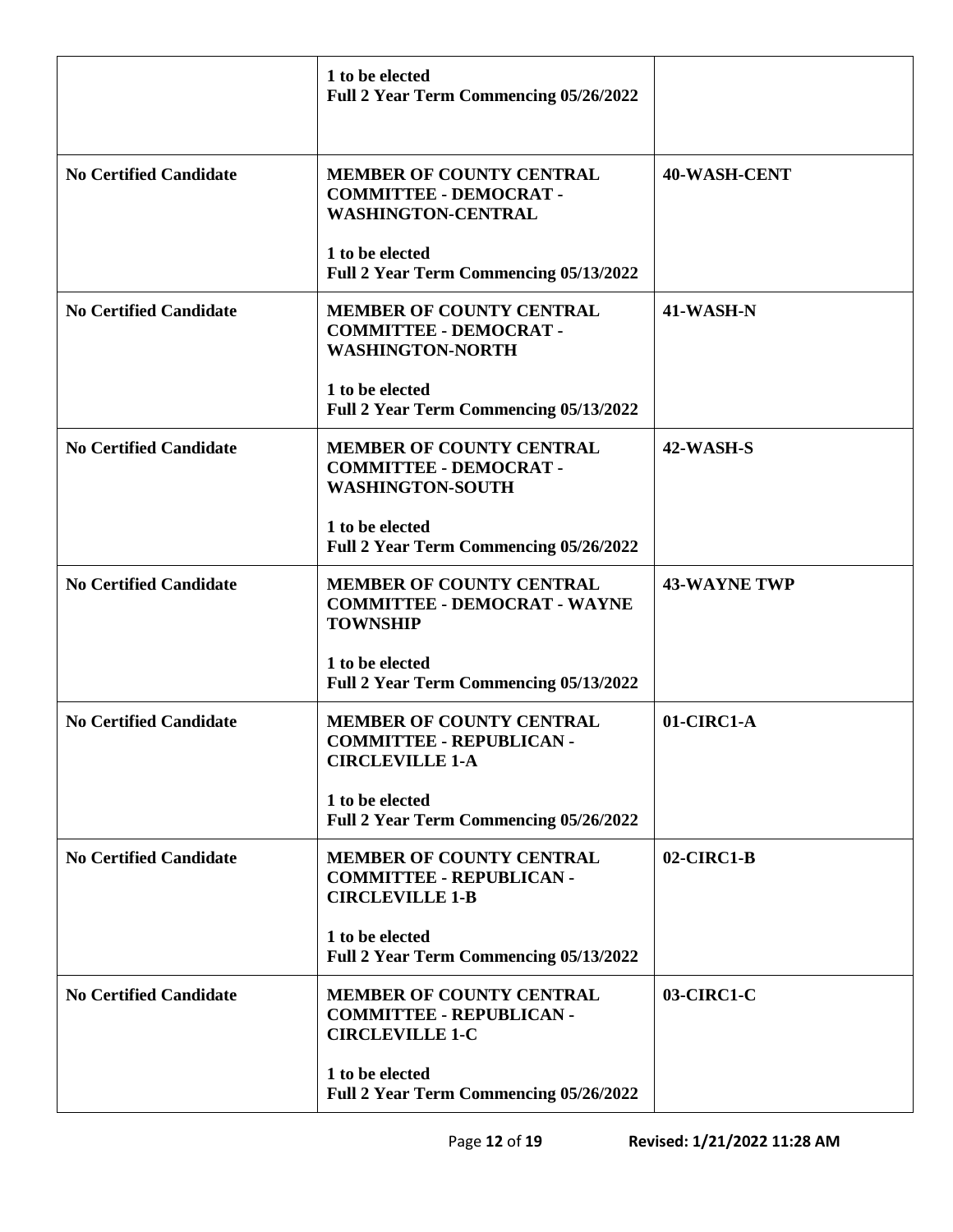| | | |
|---|---|---|
| | **1 to be elected**<br>**Full 2 Year Term Commencing 05/26/2022** | |
| **No Certified Candidate** | **MEMBER OF COUNTY CENTRAL COMMITTEE - DEMOCRAT - WASHINGTON-CENTRAL**<br><br>**1 to be elected**<br>**Full 2 Year Term Commencing 05/13/2022** | **40-WASH-CENT** |
| **No Certified Candidate** | **MEMBER OF COUNTY CENTRAL COMMITTEE - DEMOCRAT - WASHINGTON-NORTH**<br><br>**1 to be elected**<br>**Full 2 Year Term Commencing 05/13/2022** | **41-WASH-N** |
| **No Certified Candidate** | **MEMBER OF COUNTY CENTRAL COMMITTEE - DEMOCRAT - WASHINGTON-SOUTH**<br><br>**1 to be elected**<br>**Full 2 Year Term Commencing 05/26/2022** | **42-WASH-S** |
| **No Certified Candidate** | **MEMBER OF COUNTY CENTRAL COMMITTEE - DEMOCRAT - WAYNE TOWNSHIP**<br><br>**1 to be elected**<br>**Full 2 Year Term Commencing 05/13/2022** | **43-WAYNE TWP** |
| **No Certified Candidate** | **MEMBER OF COUNTY CENTRAL COMMITTEE - REPUBLICAN - CIRCLEVILLE 1-A**<br><br>**1 to be elected**<br>**Full 2 Year Term Commencing 05/26/2022** | **01-CIRC1-A** |
| **No Certified Candidate** | **MEMBER OF COUNTY CENTRAL COMMITTEE - REPUBLICAN - CIRCLEVILLE 1-B**<br><br>**1 to be elected**<br>**Full 2 Year Term Commencing 05/13/2022** | **02-CIRC1-B** |
| **No Certified Candidate** | **MEMBER OF COUNTY CENTRAL COMMITTEE - REPUBLICAN - CIRCLEVILLE 1-C**<br><br>**1 to be elected**<br>**Full 2 Year Term Commencing 05/26/2022** | **03-CIRC1-C** |

Revised: 1/21/2022 11:28 AM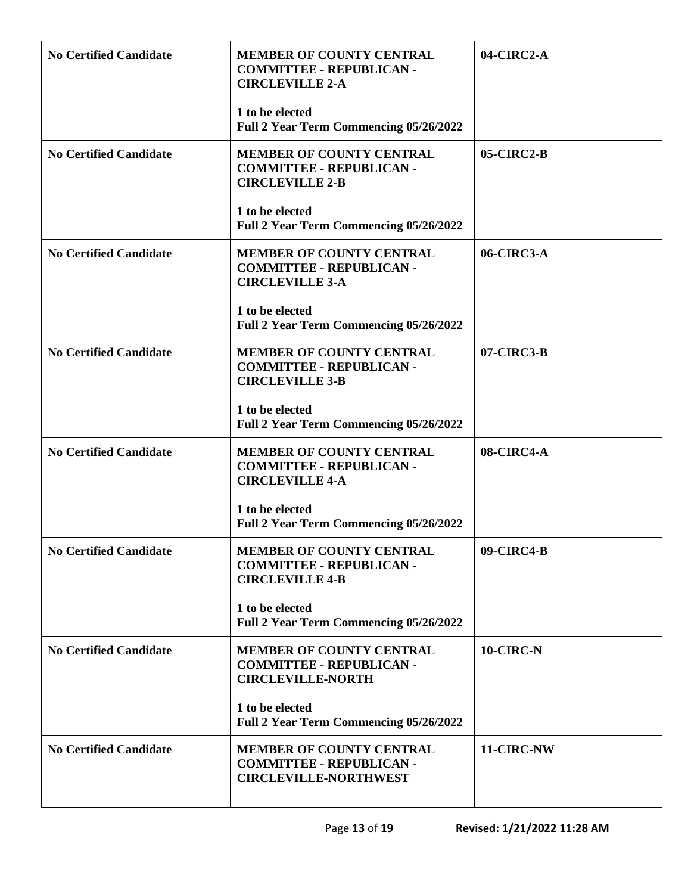| | | |
|---|---|---|
| **No Certified Candidate** | **MEMBER OF COUNTY CENTRAL COMMITTEE - REPUBLICAN - CIRCLEVILLE 2-A**<br><br>**1 to be elected**<br>**Full 2 Year Term Commencing 05/26/2022** | **04-CIRC2-A** |
| **No Certified Candidate** | **MEMBER OF COUNTY CENTRAL COMMITTEE - REPUBLICAN - CIRCLEVILLE 2-B**<br><br>**1 to be elected**<br>**Full 2 Year Term Commencing 05/26/2022** | **05-CIRC2-B** |
| **No Certified Candidate** | **MEMBER OF COUNTY CENTRAL COMMITTEE - REPUBLICAN - CIRCLEVILLE 3-A**<br><br>**1 to be elected**<br>**Full 2 Year Term Commencing 05/26/2022** | **06-CIRC3-A** |
| **No Certified Candidate** | **MEMBER OF COUNTY CENTRAL COMMITTEE - REPUBLICAN - CIRCLEVILLE 3-B**<br><br>**1 to be elected**<br>**Full 2 Year Term Commencing 05/26/2022** | **07-CIRC3-B** |
| **No Certified Candidate** | **MEMBER OF COUNTY CENTRAL COMMITTEE - REPUBLICAN - CIRCLEVILLE 4-A**<br><br>**1 to be elected**<br>**Full 2 Year Term Commencing 05/26/2022** | **08-CIRC4-A** |
| **No Certified Candidate** | **MEMBER OF COUNTY CENTRAL COMMITTEE - REPUBLICAN - CIRCLEVILLE 4-B**<br><br>**1 to be elected**<br>**Full 2 Year Term Commencing 05/26/2022** | **09-CIRC4-B** |
| **No Certified Candidate** | **MEMBER OF COUNTY CENTRAL COMMITTEE - REPUBLICAN - CIRCLEVILLE-NORTH**<br><br>**1 to be elected**<br>**Full 2 Year Term Commencing 05/26/2022** | **10-CIRC-N** |
| **No Certified Candidate** | **MEMBER OF COUNTY CENTRAL COMMITTEE - REPUBLICAN - CIRCLEVILLE-NORTHWEST** | **11-CIRC-NW** |

Revised: 1/21/2022 11:28 AM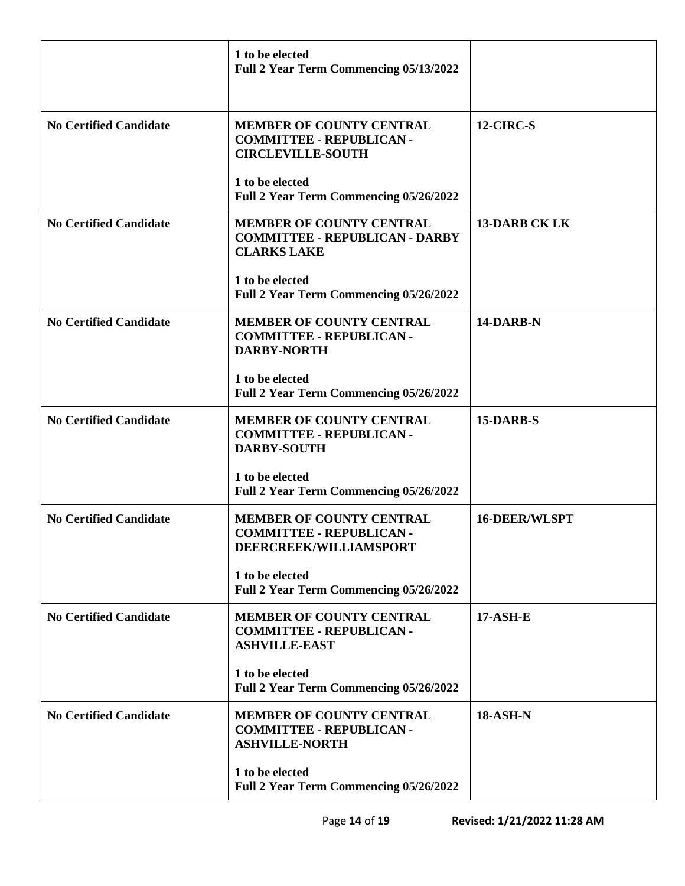| | | |
|---|---|---|
| | **1 to be elected**<br>**Full 2 Year Term Commencing 05/13/2022** | |
| **No Certified Candidate** | **MEMBER OF COUNTY CENTRAL COMMITTEE - REPUBLICAN - CIRCLEVILLE-SOUTH**<br><br>**1 to be elected**<br>**Full 2 Year Term Commencing 05/26/2022** | **12-CIRC-S** |
| **No Certified Candidate** | **MEMBER OF COUNTY CENTRAL COMMITTEE - REPUBLICAN - DARBY CLARKS LAKE**<br><br>**1 to be elected**<br>**Full 2 Year Term Commencing 05/26/2022** | **13-DARB CK LK** |
| **No Certified Candidate** | **MEMBER OF COUNTY CENTRAL COMMITTEE - REPUBLICAN - DARBY-NORTH**<br><br>**1 to be elected**<br>**Full 2 Year Term Commencing 05/26/2022** | **14-DARB-N** |
| **No Certified Candidate** | **MEMBER OF COUNTY CENTRAL COMMITTEE - REPUBLICAN - DARBY-SOUTH**<br><br>**1 to be elected**<br>**Full 2 Year Term Commencing 05/26/2022** | **15-DARB-S** |
| **No Certified Candidate** | **MEMBER OF COUNTY CENTRAL COMMITTEE - REPUBLICAN - DEERCREEK/WILLIAMSPORT**<br><br>**1 to be elected**<br>**Full 2 Year Term Commencing 05/26/2022** | **16-DEER/WLSPT** |
| **No Certified Candidate** | **MEMBER OF COUNTY CENTRAL COMMITTEE - REPUBLICAN - ASHVILLE-EAST**<br><br>**1 to be elected**<br>**Full 2 Year Term Commencing 05/26/2022** | **17-ASH-E** |
| **No Certified Candidate** | **MEMBER OF COUNTY CENTRAL COMMITTEE - REPUBLICAN - ASHVILLE-NORTH**<br><br>**1 to be elected**<br>**Full 2 Year Term Commencing 05/26/2022** | **18-ASH-N** |

Revised: 1/21/2022 11:28 AM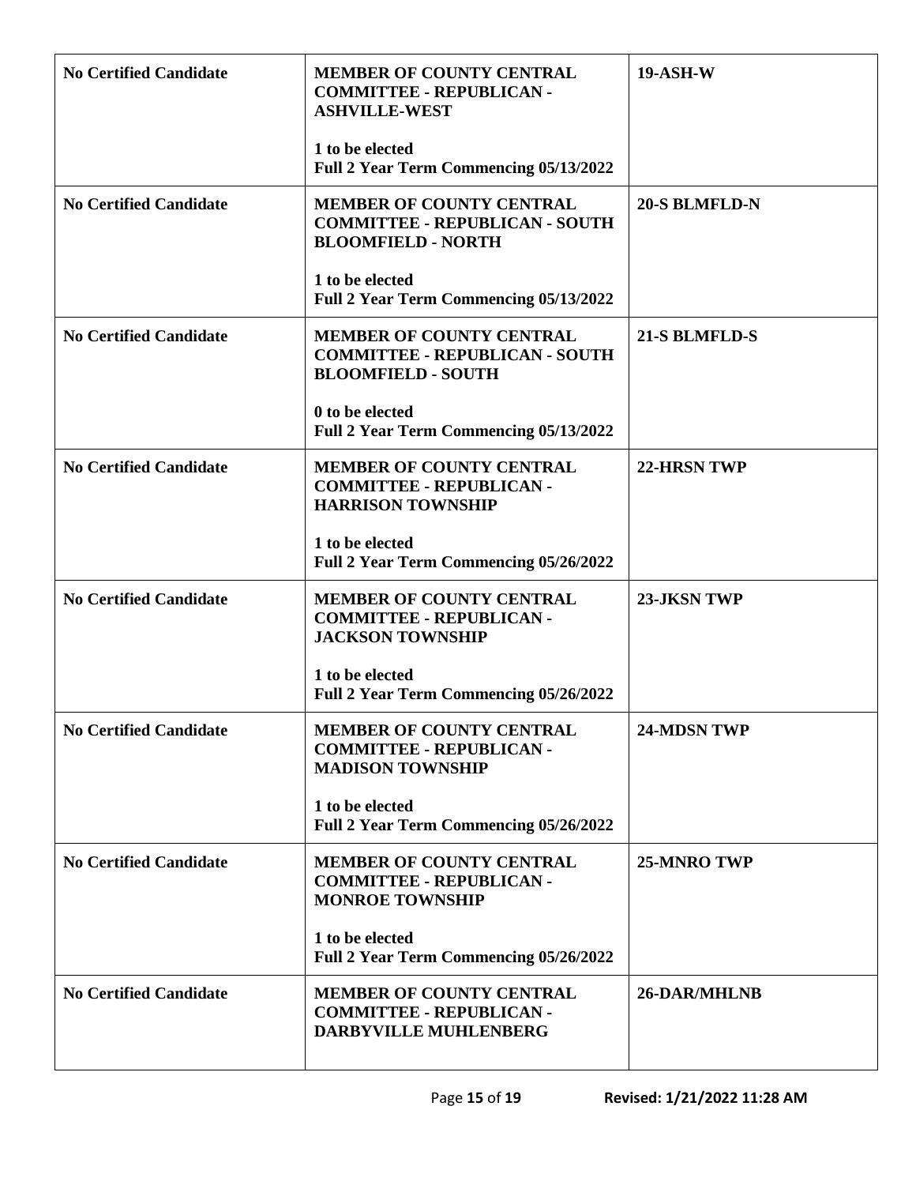| | | |
|---|---|---|
| **No Certified Candidate** | **MEMBER OF COUNTY CENTRAL COMMITTEE - REPUBLICAN - ASHVILLE-WEST**<br><br>**1 to be elected**<br>**Full 2 Year Term Commencing 05/13/2022** | **19-ASH-W** |
| **No Certified Candidate** | **MEMBER OF COUNTY CENTRAL COMMITTEE - REPUBLICAN - SOUTH BLOOMFIELD - NORTH**<br><br>**1 to be elected**<br>**Full 2 Year Term Commencing 05/13/2022** | **20-S BLMFLD-N** |
| **No Certified Candidate** | **MEMBER OF COUNTY CENTRAL COMMITTEE - REPUBLICAN - SOUTH BLOOMFIELD - SOUTH**<br><br>**0 to be elected**<br>**Full 2 Year Term Commencing 05/13/2022** | **21-S BLMFLD-S** |
| **No Certified Candidate** | **MEMBER OF COUNTY CENTRAL COMMITTEE - REPUBLICAN - HARRISON TOWNSHIP**<br><br>**1 to be elected**<br>**Full 2 Year Term Commencing 05/26/2022** | **22-HRSN TWP** |
| **No Certified Candidate** | **MEMBER OF COUNTY CENTRAL COMMITTEE - REPUBLICAN - JACKSON TOWNSHIP**<br><br>**1 to be elected**<br>**Full 2 Year Term Commencing 05/26/2022** | **23-JKSN TWP** |
| **No Certified Candidate** | **MEMBER OF COUNTY CENTRAL COMMITTEE - REPUBLICAN - MADISON TOWNSHIP**<br><br>**1 to be elected**<br>**Full 2 Year Term Commencing 05/26/2022** | **24-MDSN TWP** |
| **No Certified Candidate** | **MEMBER OF COUNTY CENTRAL COMMITTEE - REPUBLICAN - MONROE TOWNSHIP**<br><br>**1 to be elected**<br>**Full 2 Year Term Commencing 05/26/2022** | **25-MNRO TWP** |
| **No Certified Candidate** | **MEMBER OF COUNTY CENTRAL COMMITTEE - REPUBLICAN - DARBYVILLE MUHLENBERG** | **26-DAR/MHLNB** |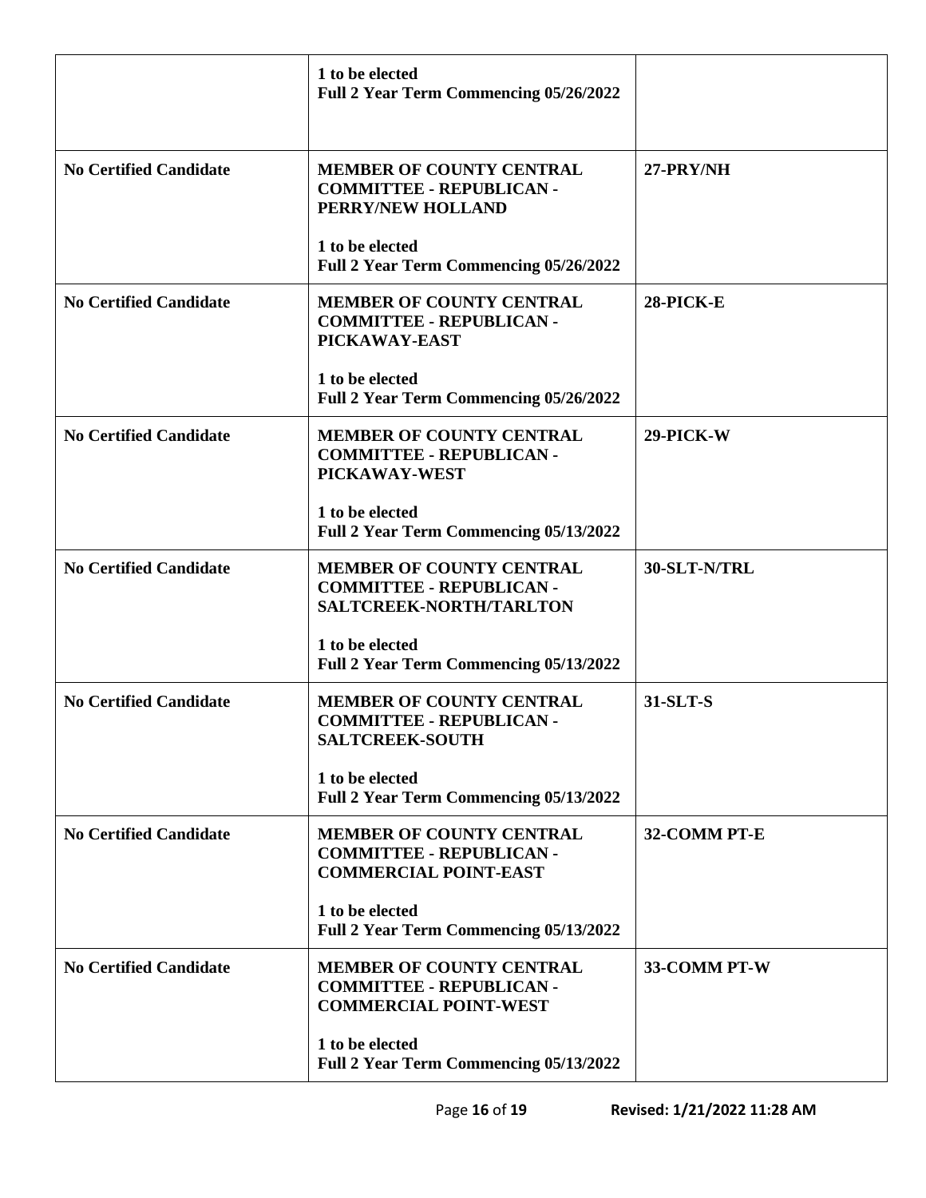| | | |
|---|---|---|
| | **1 to be elected**<br>**Full 2 Year Term Commencing 05/26/2022** | |
| **No Certified Candidate** | **MEMBER OF COUNTY CENTRAL COMMITTEE - REPUBLICAN - PERRY/NEW HOLLAND**<br><br>**1 to be elected**<br>**Full 2 Year Term Commencing 05/26/2022** | **27-PRY/NH** |
| **No Certified Candidate** | **MEMBER OF COUNTY CENTRAL COMMITTEE - REPUBLICAN - PICKAWAY-EAST**<br><br>**1 to be elected**<br>**Full 2 Year Term Commencing 05/26/2022** | **28-PICK-E** |
| **No Certified Candidate** | **MEMBER OF COUNTY CENTRAL COMMITTEE - REPUBLICAN - PICKAWAY-WEST**<br><br>**1 to be elected**<br>**Full 2 Year Term Commencing 05/13/2022** | **29-PICK-W** |
| **No Certified Candidate** | **MEMBER OF COUNTY CENTRAL COMMITTEE - REPUBLICAN - SALTCREEK-NORTH/TARLTON**<br><br>**1 to be elected**<br>**Full 2 Year Term Commencing 05/13/2022** | **30-SLT-N/TRL** |
| **No Certified Candidate** | **MEMBER OF COUNTY CENTRAL COMMITTEE - REPUBLICAN - SALTCREEK-SOUTH**<br><br>**1 to be elected**<br>**Full 2 Year Term Commencing 05/13/2022** | **31-SLT-S** |
| **No Certified Candidate** | **MEMBER OF COUNTY CENTRAL COMMITTEE - REPUBLICAN - COMMERCIAL POINT-EAST**<br><br>**1 to be elected**<br>**Full 2 Year Term Commencing 05/13/2022** | **32-COMM PT-E** |
| **No Certified Candidate** | **MEMBER OF COUNTY CENTRAL COMMITTEE - REPUBLICAN - COMMERCIAL POINT-WEST**<br><br>**1 to be elected**<br>**Full 2 Year Term Commencing 05/13/2022** | **33-COMM PT-W** |

**Revised: 1/21/2022 11:28 AM**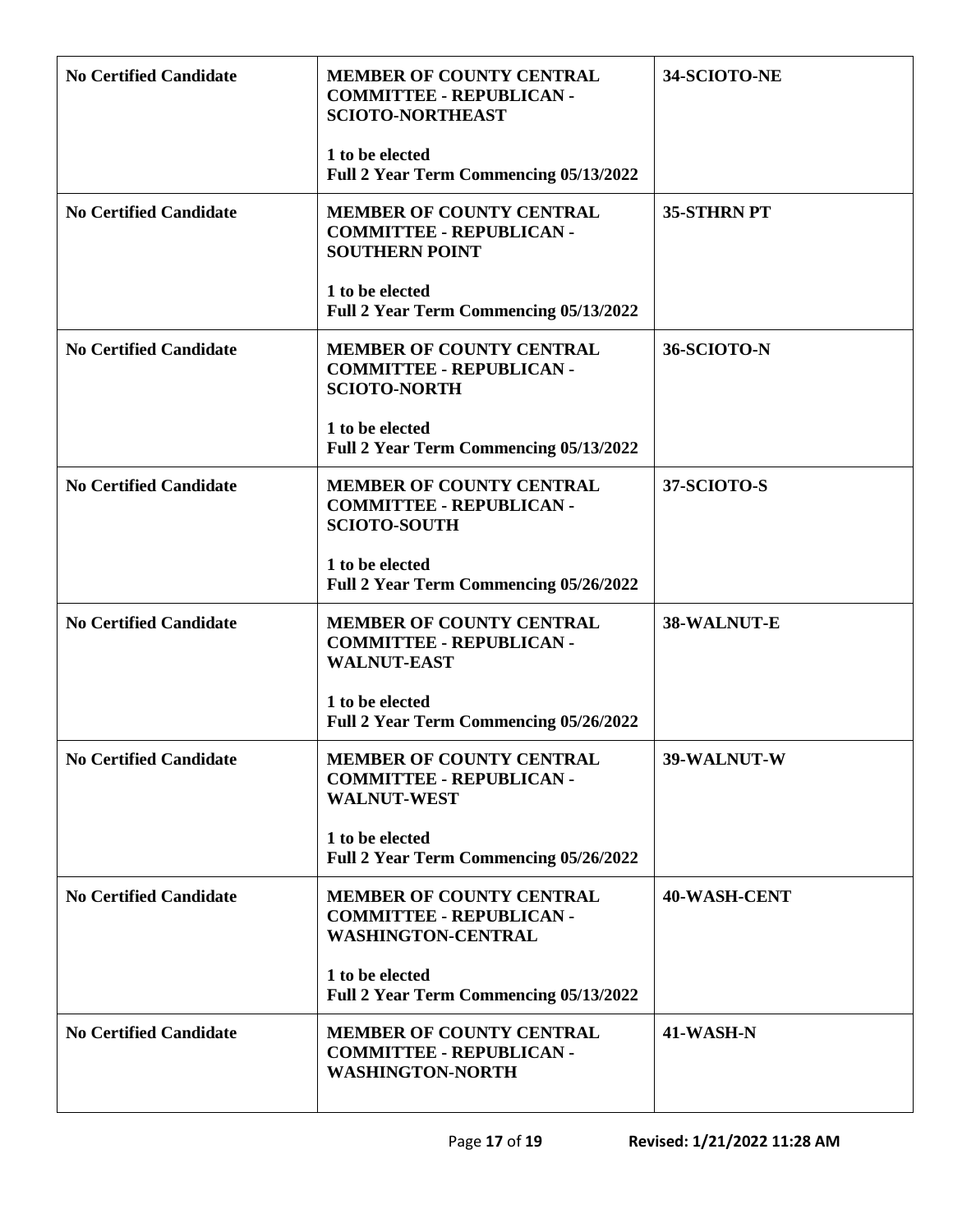| | | |
|---|---|---|
| **No Certified Candidate** | **MEMBER OF COUNTY CENTRAL COMMITTEE - REPUBLICAN - SCIOTO-NORTHEAST**<br><br>**1 to be elected**<br>**Full 2 Year Term Commencing 05/13/2022** | **34-SCIOTO-NE** |
| **No Certified Candidate** | **MEMBER OF COUNTY CENTRAL COMMITTEE - REPUBLICAN - SOUTHERN POINT**<br><br>**1 to be elected**<br>**Full 2 Year Term Commencing 05/13/2022** | **35-STHRN PT** |
| **No Certified Candidate** | **MEMBER OF COUNTY CENTRAL COMMITTEE - REPUBLICAN - SCIOTO-NORTH**<br><br>**1 to be elected**<br>**Full 2 Year Term Commencing 05/13/2022** | **36-SCIOTO-N** |
| **No Certified Candidate** | **MEMBER OF COUNTY CENTRAL COMMITTEE - REPUBLICAN - SCIOTO-SOUTH**<br><br>**1 to be elected**<br>**Full 2 Year Term Commencing 05/26/2022** | **37-SCIOTO-S** |
| **No Certified Candidate** | **MEMBER OF COUNTY CENTRAL COMMITTEE - REPUBLICAN - WALNUT-EAST**<br><br>**1 to be elected**<br>**Full 2 Year Term Commencing 05/26/2022** | **38-WALNUT-E** |
| **No Certified Candidate** | **MEMBER OF COUNTY CENTRAL COMMITTEE - REPUBLICAN - WALNUT-WEST**<br><br>**1 to be elected**<br>**Full 2 Year Term Commencing 05/26/2022** | **39-WALNUT-W** |
| **No Certified Candidate** | **MEMBER OF COUNTY CENTRAL COMMITTEE - REPUBLICAN - WASHINGTON-CENTRAL**<br><br>**1 to be elected**<br>**Full 2 Year Term Commencing 05/13/2022** | **40-WASH-CENT** |
| **No Certified Candidate** | **MEMBER OF COUNTY CENTRAL COMMITTEE - REPUBLICAN - WASHINGTON-NORTH** | **41-WASH-N** |

Revised: 1/21/2022 11:28 AM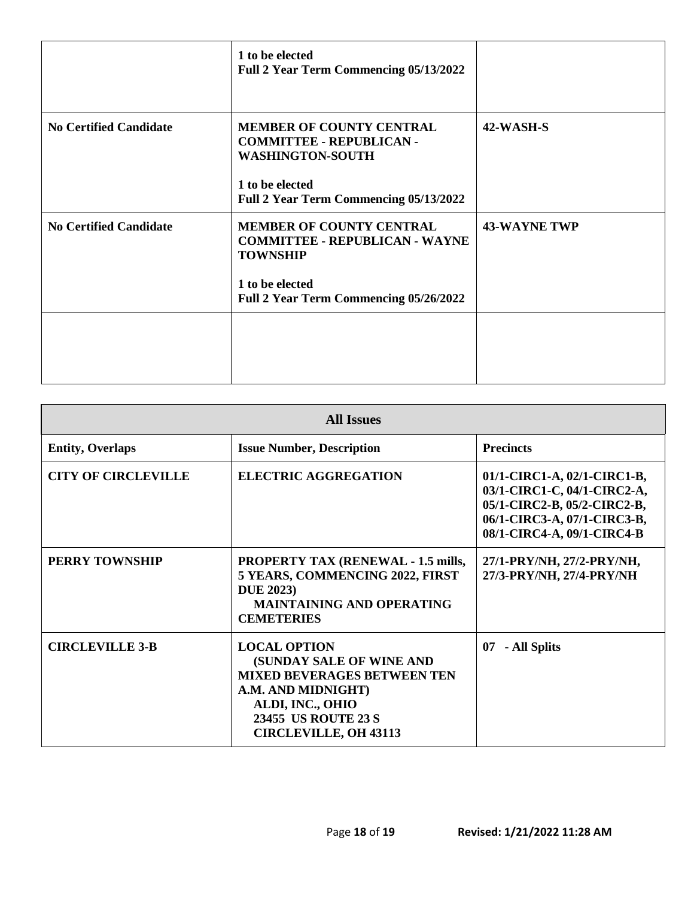| | | |
|---|---|---|
| | **1 to be elected**<br>**Full 2 Year Term Commencing 05/13/2022** | |
| **No Certified Candidate** | **MEMBER OF COUNTY CENTRAL COMMITTEE - REPUBLICAN - WASHINGTON-SOUTH**<br><br>**1 to be elected**<br>**Full 2 Year Term Commencing 05/13/2022** | **42-WASH-S** |
| **No Certified Candidate** | **MEMBER OF COUNTY CENTRAL COMMITTEE - REPUBLICAN - WAYNE TOWNSHIP**<br><br>**1 to be elected**<br>**Full 2 Year Term Commencing 05/26/2022** | **43-WAYNE TWP** |
| | | |

| **All Issues** | | |
|---|---|---|
| **Entity, Overlaps** | **Issue Number, Description** | **Precincts** |
| **CITY OF CIRCLEVILLE** | **ELECTRIC AGGREGATION** | **01/1-CIRC1-A, 02/1-CIRC1-B, 03/1-CIRC1-C, 04/1-CIRC2-A, 05/1-CIRC2-B, 05/2-CIRC2-B, 06/1-CIRC3-A, 07/1-CIRC3-B, 08/1-CIRC4-A, 09/1-CIRC4-B** |
| **PERRY TOWNSHIP** | **PROPERTY TAX (RENEWAL - 1.5 mills, 5 YEARS, COMMENCING 2022, FIRST DUE 2023)**<br>**MAINTAINING AND OPERATING CEMETERIES** | **27/1-PRY/NH, 27/2-PRY/NH, 27/3-PRY/NH, 27/4-PRY/NH** |
| **CIRCLEVILLE 3-B** | **LOCAL OPTION**<br>**(SUNDAY SALE OF WINE AND MIXED BEVERAGES BETWEEN TEN A.M. AND MIDNIGHT)**<br>**ALDI, INC., OHIO**<br>**23455 US ROUTE 23 S**<br>**CIRCLEVILLE, OH 43113** | **07 - All Splits** |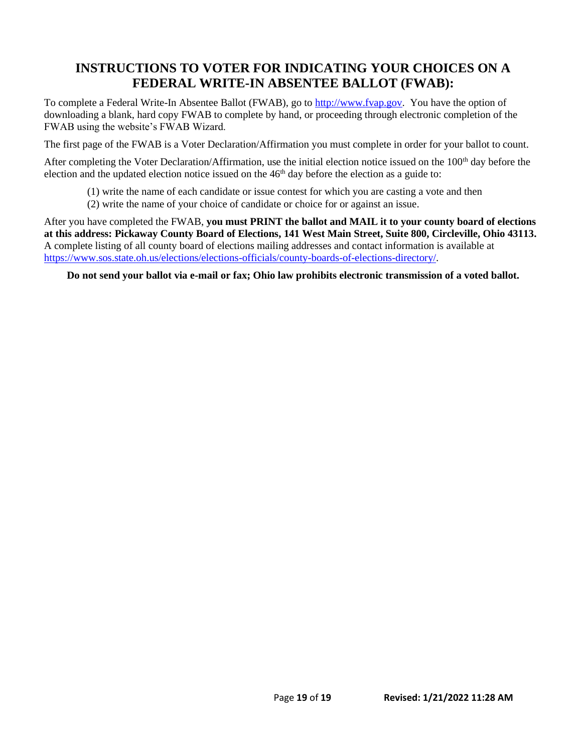# INSTRUCTIONS TO VOTER FOR INDICATING YOUR CHOICES ON A FEDERAL WRITE-IN ABSENTEE BALLOT (FWAB):

To complete a Federal Write-In Absentee Ballot (FWAB), go to [http://www.fvap.gov](http://www.fvap.gov). You have the option of downloading a blank, hard copy FWAB to complete by hand, or proceeding through electronic completion of the FWAB using the website's FWAB Wizard.

The first page of the FWAB is a Voter Declaration/Affirmation you must complete in order for your ballot to count.

After completing the Voter Declaration/Affirmation, use the initial election notice issued on the 100th day before the election and the updated election notice issued on the 46th day before the election as a guide to:

(1) write the name of each candidate or issue contest for which you are casting a vote and then
(2) write the name of your choice of candidate or choice for or against an issue.

After you have completed the FWAB, **you must PRINT the ballot and MAIL it to your county board of elections at this address: Pickaway County Board of Elections, 141 West Main Street, Suite 800, Circleville, Ohio 43113.** A complete listing of all county board of elections mailing addresses and contact information is available at [https://www.sos.state.oh.us/elections/elections-officials/county-boards-of-elections-directory/](https://www.sos.state.oh.us/elections/elections-officials/county-boards-of-elections-directory/).

**Do not send your ballot via e-mail or fax; Ohio law prohibits electronic transmission of a voted ballot.**

Revised: 1/21/2022 11:28 AM